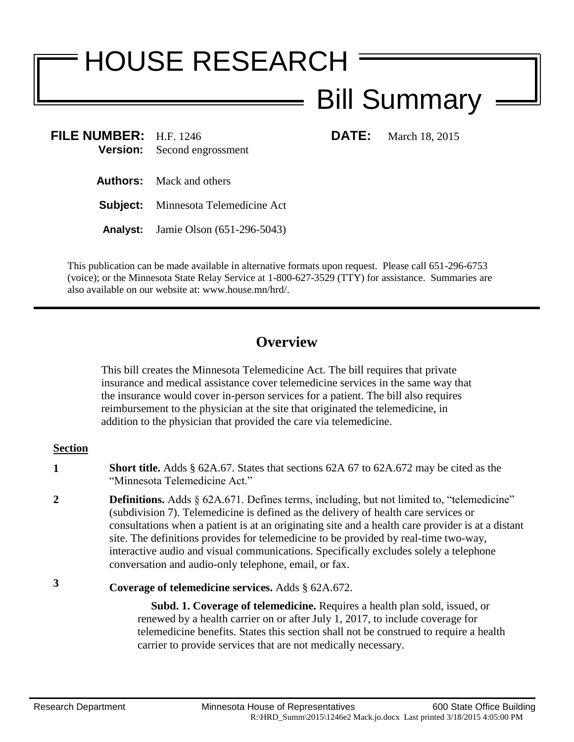# HOUSE RESEARCH

# Bill Summary

**FILE NUMBER:** H.F. 1246 **DATE:** March 18, 2015
**Version:** Second engrossment

**Authors:** Mack and others

**Subject:** Minnesota Telemedicine Act

**Analyst:** Jamie Olson (651-296-5043)

This publication can be made available in alternative formats upon request. Please call 651-296-6753 (voice); or the Minnesota State Relay Service at 1-800-627-3529 (TTY) for assistance. Summaries are also available on our website at: www.house.mn/hrd/.

## Overview

This bill creates the Minnesota Telemedicine Act. The bill requires that private insurance and medical assistance cover telemedicine services in the same way that the insurance would cover in-person services for a patient. The bill also requires reimbursement to the physician at the site that originated the telemedicine, in addition to the physician that provided the care via telemedicine.

**Section**

**1** **Short title.** Adds § 62A.67. States that sections 62A 67 to 62A.672 may be cited as the "Minnesota Telemedicine Act."

**2** **Definitions.** Adds § 62A.671. Defines terms, including, but not limited to, "telemedicine" (subdivision 7). Telemedicine is defined as the delivery of health care services or consultations when a patient is at an originating site and a health care provider is at a distant site. The definitions provides for telemedicine to be provided by real-time two-way, interactive audio and visual communications. Specifically excludes solely a telephone conversation and audio-only telephone, email, or fax.

**3** **Coverage of telemedicine services.** Adds § 62A.672.

**Subd. 1. Coverage of telemedicine.** Requires a health plan sold, issued, or renewed by a health carrier on or after July 1, 2017, to include coverage for telemedicine benefits. States this section shall not be construed to require a health carrier to provide services that are not medically necessary.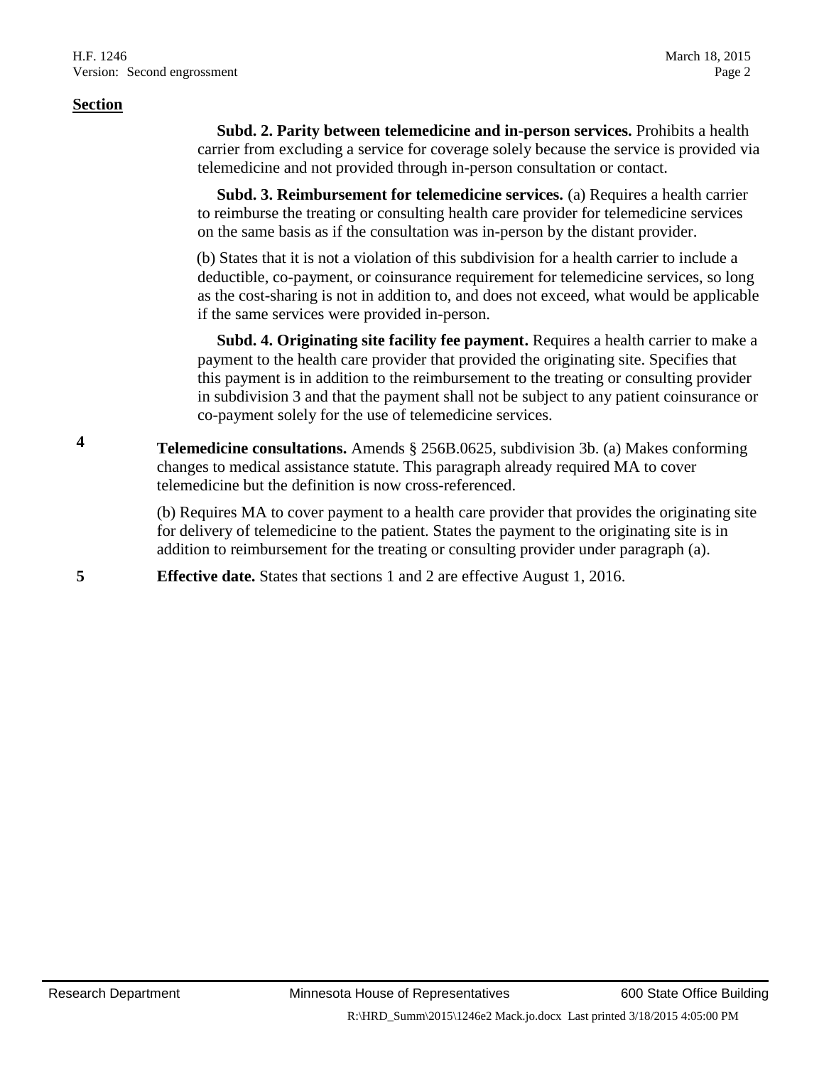**Section**

**Subd. 2. Parity between telemedicine and in-person services.** Prohibits a health carrier from excluding a service for coverage solely because the service is provided via telemedicine and not provided through in-person consultation or contact.

**Subd. 3. Reimbursement for telemedicine services.** (a) Requires a health carrier to reimburse the treating or consulting health care provider for telemedicine services on the same basis as if the consultation was in-person by the distant provider.

(b) States that it is not a violation of this subdivision for a health carrier to include a deductible, co-payment, or coinsurance requirement for telemedicine services, so long as the cost-sharing is not in addition to, and does not exceed, what would be applicable if the same services were provided in-person.

**Subd. 4. Originating site facility fee payment.** Requires a health carrier to make a payment to the health care provider that provided the originating site. Specifies that this payment is in addition to the reimbursement to the treating or consulting provider in subdivision 3 and that the payment shall not be subject to any patient coinsurance or co-payment solely for the use of telemedicine services.

**4** **Telemedicine consultations.** Amends § 256B.0625, subdivision 3b. (a) Makes conforming changes to medical assistance statute. This paragraph already required MA to cover telemedicine but the definition is now cross-referenced.

(b) Requires MA to cover payment to a health care provider that provides the originating site for delivery of telemedicine to the patient. States the payment to the originating site is in addition to reimbursement for the treating or consulting provider under paragraph (a).

**5** **Effective date.** States that sections 1 and 2 are effective August 1, 2016.